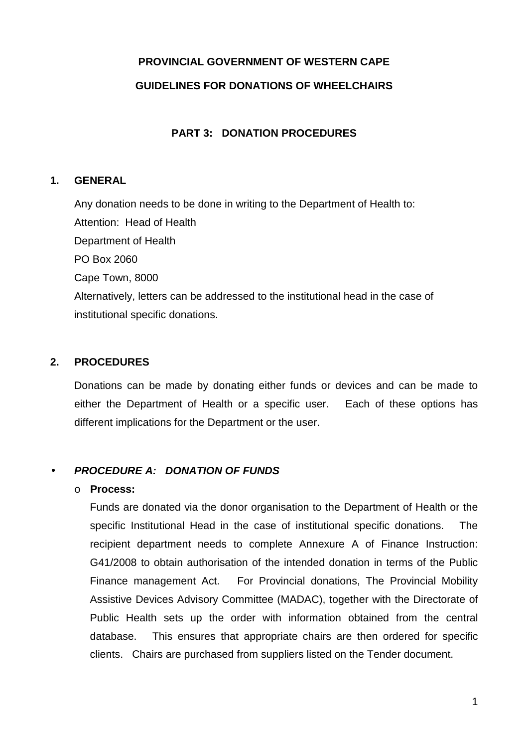**PROVINCIAL GOVERNMENT OF WESTERN CAPE**

**GUIDELINES FOR DONATIONS OF WHEELCHAIRS**

## PART 3: DONATION PROCEDURES

### 1. GENERAL

Any donation needs to be done in writing to the Department of Health to:
Attention: Head of Health
Department of Health
PO Box 2060
Cape Town, 8000
Alternatively, letters can be addressed to the institutional head in the case of institutional specific donations.

### 2. PROCEDURES

Donations can be made by donating either funds or devices and can be made to either the Department of Health or a specific user. Each of these options has different implications for the Department or the user.

- ***PROCEDURE A: DONATION OF FUNDS***
  - **Process:**

    Funds are donated via the donor organisation to the Department of Health or the specific Institutional Head in the case of institutional specific donations. The recipient department needs to complete Annexure A of Finance Instruction: G41/2008 to obtain authorisation of the intended donation in terms of the Public Finance management Act. For Provincial donations, The Provincial Mobility Assistive Devices Advisory Committee (MADAC), together with the Directorate of Public Health sets up the order with information obtained from the central database. This ensures that appropriate chairs are then ordered for specific clients. Chairs are purchased from suppliers listed on the Tender document.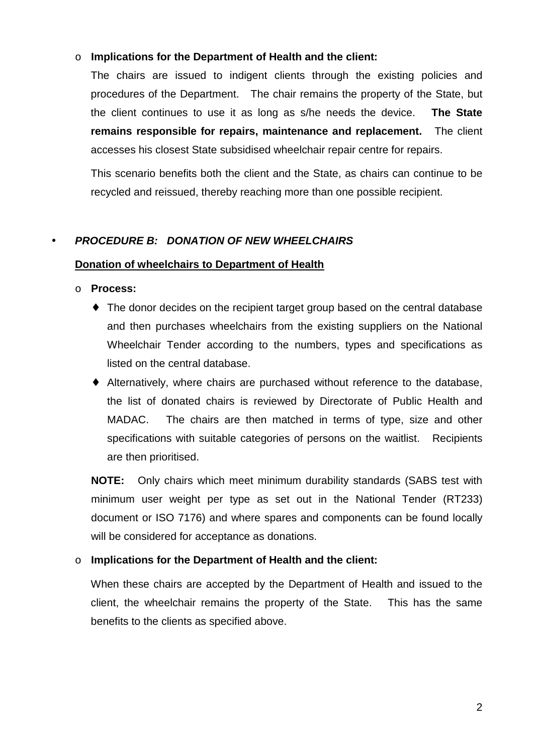- **Implications for the Department of Health and the client:**

  The chairs are issued to indigent clients through the existing policies and procedures of the Department. The chair remains the property of the State, but the client continues to use it as long as s/he needs the device. **The State remains responsible for repairs, maintenance and replacement.** The client accesses his closest State subsidised wheelchair repair centre for repairs.

  This scenario benefits both the client and the State, as chairs can continue to be recycled and reissued, thereby reaching more than one possible recipient.

- ***PROCEDURE B: DONATION OF NEW WHEELCHAIRS***

  **<u>Donation of wheelchairs to Department of Health</u>**

  - **Process:**
    - The donor decides on the recipient target group based on the central database and then purchases wheelchairs from the existing suppliers on the National Wheelchair Tender according to the numbers, types and specifications as listed on the central database.
    - Alternatively, where chairs are purchased without reference to the database, the list of donated chairs is reviewed by Directorate of Public Health and MADAC. The chairs are then matched in terms of type, size and other specifications with suitable categories of persons on the waitlist. Recipients are then prioritised.

    **NOTE:** Only chairs which meet minimum durability standards (SABS test with minimum user weight per type as set out in the National Tender (RT233) document or ISO 7176) and where spares and components can be found locally will be considered for acceptance as donations.

  - **Implications for the Department of Health and the client:**

    When these chairs are accepted by the Department of Health and issued to the client, the wheelchair remains the property of the State. This has the same benefits to the clients as specified above.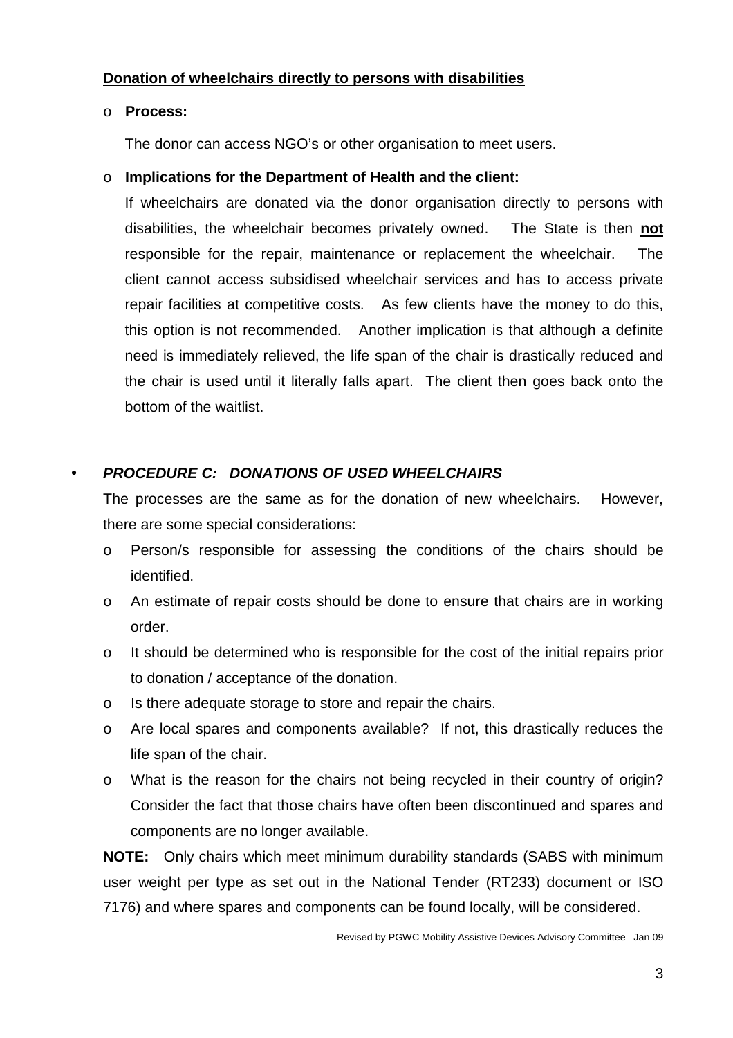**Donation of wheelchairs directly to persons with disabilities**

- **Process:**

  The donor can access NGO's or other organisation to meet users.

- **Implications for the Department of Health and the client:**

  If wheelchairs are donated via the donor organisation directly to persons with disabilities, the wheelchair becomes privately owned. The State is then **not** responsible for the repair, maintenance or replacement the wheelchair. The client cannot access subsidised wheelchair services and has to access private repair facilities at competitive costs. As few clients have the money to do this, this option is not recommended. Another implication is that although a definite need is immediately relieved, the life span of the chair is drastically reduced and the chair is used until it literally falls apart. The client then goes back onto the bottom of the waitlist.

- ***PROCEDURE C: DONATIONS OF USED WHEELCHAIRS***

  The processes are the same as for the donation of new wheelchairs. However, there are some special considerations:

  - Person/s responsible for assessing the conditions of the chairs should be identified.
  - An estimate of repair costs should be done to ensure that chairs are in working order.
  - It should be determined who is responsible for the cost of the initial repairs prior to donation / acceptance of the donation.
  - Is there adequate storage to store and repair the chairs.
  - Are local spares and components available? If not, this drastically reduces the life span of the chair.
  - What is the reason for the chairs not being recycled in their country of origin? Consider the fact that those chairs have often been discontinued and spares and components are no longer available.

  **NOTE:** Only chairs which meet minimum durability standards (SABS with minimum user weight per type as set out in the National Tender (RT233) document or ISO 7176) and where spares and components can be found locally, will be considered.

Revised by PGWC Mobility Assistive Devices Advisory Committee Jan 09